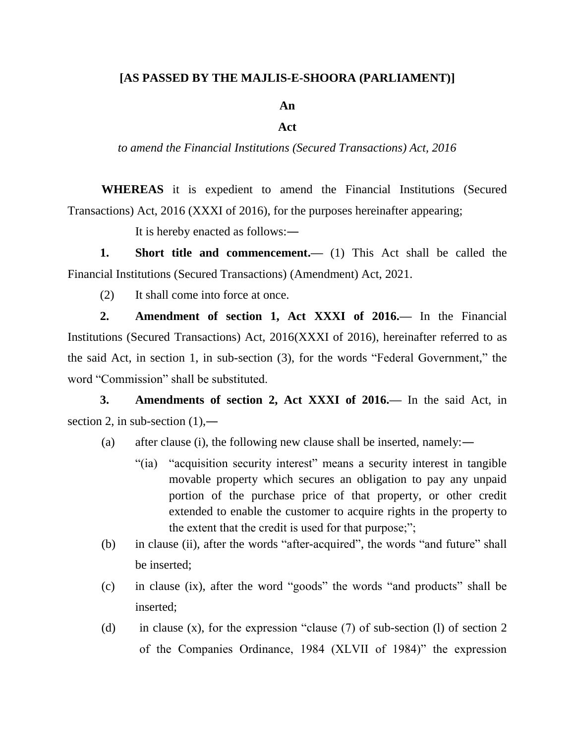**[AS PASSED BY THE MAJLIS-E-SHOORA (PARLIAMENT)]**

**An**

**Act**

*to amend the Financial Institutions (Secured Transactions) Act, 2016*

**WHEREAS** it is expedient to amend the Financial Institutions (Secured Transactions) Act, 2016 (XXXI of 2016), for the purposes hereinafter appearing;

It is hereby enacted as follows:―

**1. Short title and commencement.—** (1) This Act shall be called the Financial Institutions (Secured Transactions) (Amendment) Act, 2021.

(2) It shall come into force at once.

**2. Amendment of section 1, Act XXXI of 2016.—** In the Financial Institutions (Secured Transactions) Act, 2016(XXXI of 2016), hereinafter referred to as the said Act, in section 1, in sub-section (3), for the words "Federal Government," the word "Commission" shall be substituted.

**3. Amendments of section 2, Act XXXI of 2016.—** In the said Act, in section 2, in sub-section (1),―

(a) after clause (i), the following new clause shall be inserted, namely:―

"(ia) "acquisition security interest" means a security interest in tangible movable property which secures an obligation to pay any unpaid portion of the purchase price of that property, or other credit extended to enable the customer to acquire rights in the property to the extent that the credit is used for that purpose;";

(b) in clause (ii), after the words "after-acquired", the words "and future" shall be inserted;

(c) in clause (ix), after the word "goods" the words "and products" shall be inserted;

(d) in clause (x), for the expression "clause (7) of sub-section (l) of section 2 of the Companies Ordinance, 1984 (XLVII of 1984)" the expression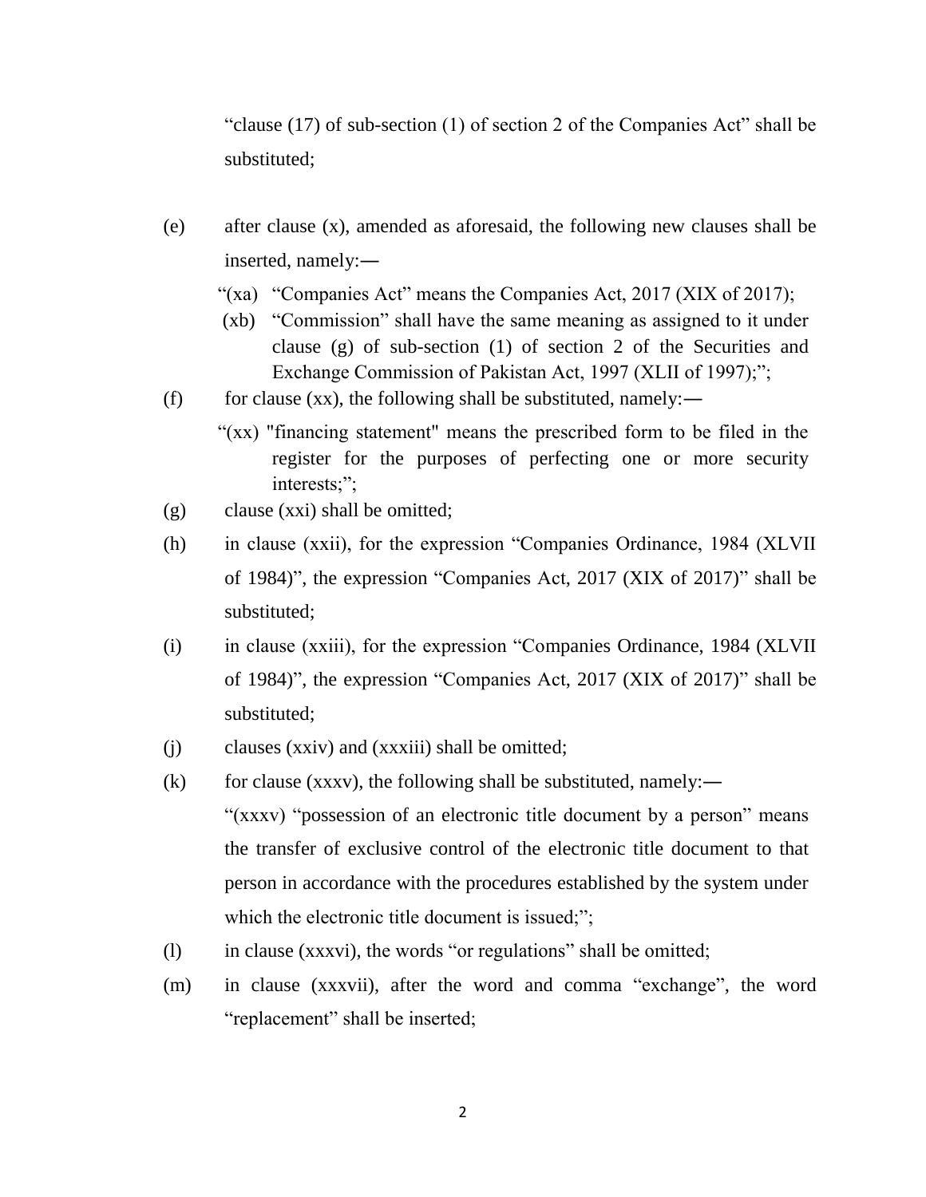"clause (17) of sub-section (1) of section 2 of the Companies Act" shall be substituted;

(e) after clause (x), amended as aforesaid, the following new clauses shall be inserted, namely:―

"(xa) "Companies Act" means the Companies Act, 2017 (XIX of 2017);

(xb) "Commission" shall have the same meaning as assigned to it under clause (g) of sub-section (1) of section 2 of the Securities and Exchange Commission of Pakistan Act, 1997 (XLII of 1997);";

(f) for clause (xx), the following shall be substituted, namely:―

"(xx) "financing statement" means the prescribed form to be filed in the register for the purposes of perfecting one or more security interests;";

(g) clause (xxi) shall be omitted;

(h) in clause (xxii), for the expression "Companies Ordinance, 1984 (XLVII of 1984)", the expression "Companies Act, 2017 (XIX of 2017)" shall be substituted;

(i) in clause (xxiii), for the expression "Companies Ordinance, 1984 (XLVII of 1984)", the expression "Companies Act, 2017 (XIX of 2017)" shall be substituted;

(j) clauses (xxiv) and (xxxiii) shall be omitted;

(k) for clause (xxxv), the following shall be substituted, namely:―

"(xxxv) "possession of an electronic title document by a person" means the transfer of exclusive control of the electronic title document to that person in accordance with the procedures established by the system under which the electronic title document is issued;";

(l) in clause (xxxvi), the words "or regulations" shall be omitted;

(m) in clause (xxxvii), after the word and comma "exchange", the word "replacement" shall be inserted;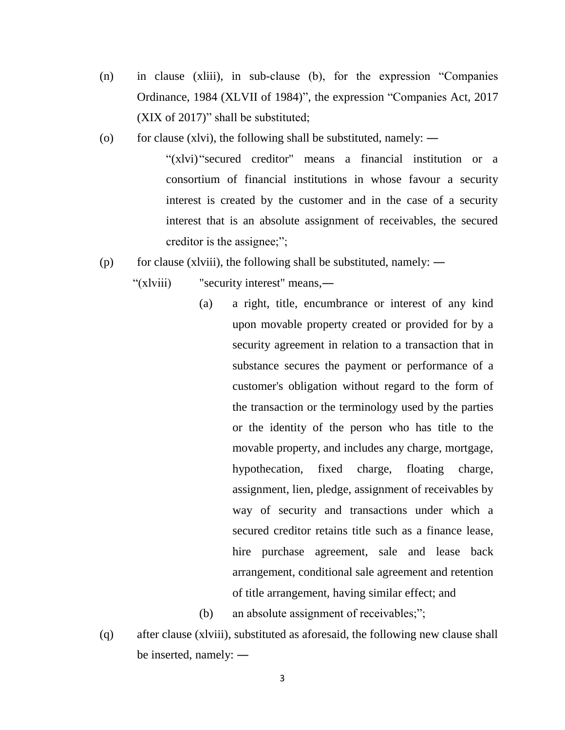(n) in clause (xliii), in sub-clause (b), for the expression "Companies Ordinance, 1984 (XLVII of 1984)", the expression "Companies Act, 2017 (XIX of 2017)" shall be substituted;

(o) for clause (xlvi), the following shall be substituted, namely: ―

> "(xlvi) "secured creditor" means a financial institution or a consortium of financial institutions in whose favour a security interest is created by the customer and in the case of a security interest that is an absolute assignment of receivables, the secured creditor is the assignee;";

(p) for clause (xlviii), the following shall be substituted, namely: ―

> "(xlviii) "security interest" means,―
>
> (a) a right, title, encumbrance or interest of any kind upon movable property created or provided for by a security agreement in relation to a transaction that in substance secures the payment or performance of a customer's obligation without regard to the form of the transaction or the terminology used by the parties or the identity of the person who has title to the movable property, and includes any charge, mortgage, hypothecation, fixed charge, floating charge, assignment, lien, pledge, assignment of receivables by way of security and transactions under which a secured creditor retains title such as a finance lease, hire purchase agreement, sale and lease back arrangement, conditional sale agreement and retention of title arrangement, having similar effect; and
>
> (b) an absolute assignment of receivables;";

(q) after clause (xlviii), substituted as aforesaid, the following new clause shall be inserted, namely: ―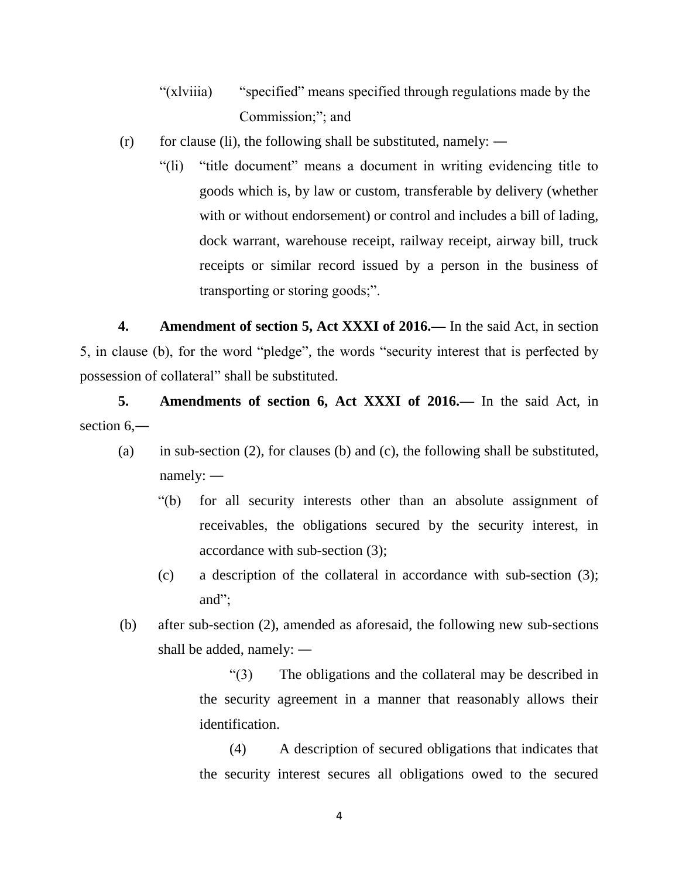"(xlviiia) "specified" means specified through regulations made by the Commission;"; and

(r) for clause (li), the following shall be substituted, namely: ―

"(li) "title document" means a document in writing evidencing title to goods which is, by law or custom, transferable by delivery (whether with or without endorsement) or control and includes a bill of lading, dock warrant, warehouse receipt, railway receipt, airway bill, truck receipts or similar record issued by a person in the business of transporting or storing goods;".

**4. Amendment of section 5, Act XXXI of 2016.—** In the said Act, in section 5, in clause (b), for the word "pledge", the words "security interest that is perfected by possession of collateral" shall be substituted.

**5. Amendments of section 6, Act XXXI of 2016.—** In the said Act, in section 6,―

(a) in sub-section (2), for clauses (b) and (c), the following shall be substituted, namely: ―

"(b) for all security interests other than an absolute assignment of receivables, the obligations secured by the security interest, in accordance with sub-section (3);

(c) a description of the collateral in accordance with sub-section (3); and";

(b) after sub-section (2), amended as aforesaid, the following new sub-sections shall be added, namely: ―

"(3) The obligations and the collateral may be described in the security agreement in a manner that reasonably allows their identification.

(4) A description of secured obligations that indicates that the security interest secures all obligations owed to the secured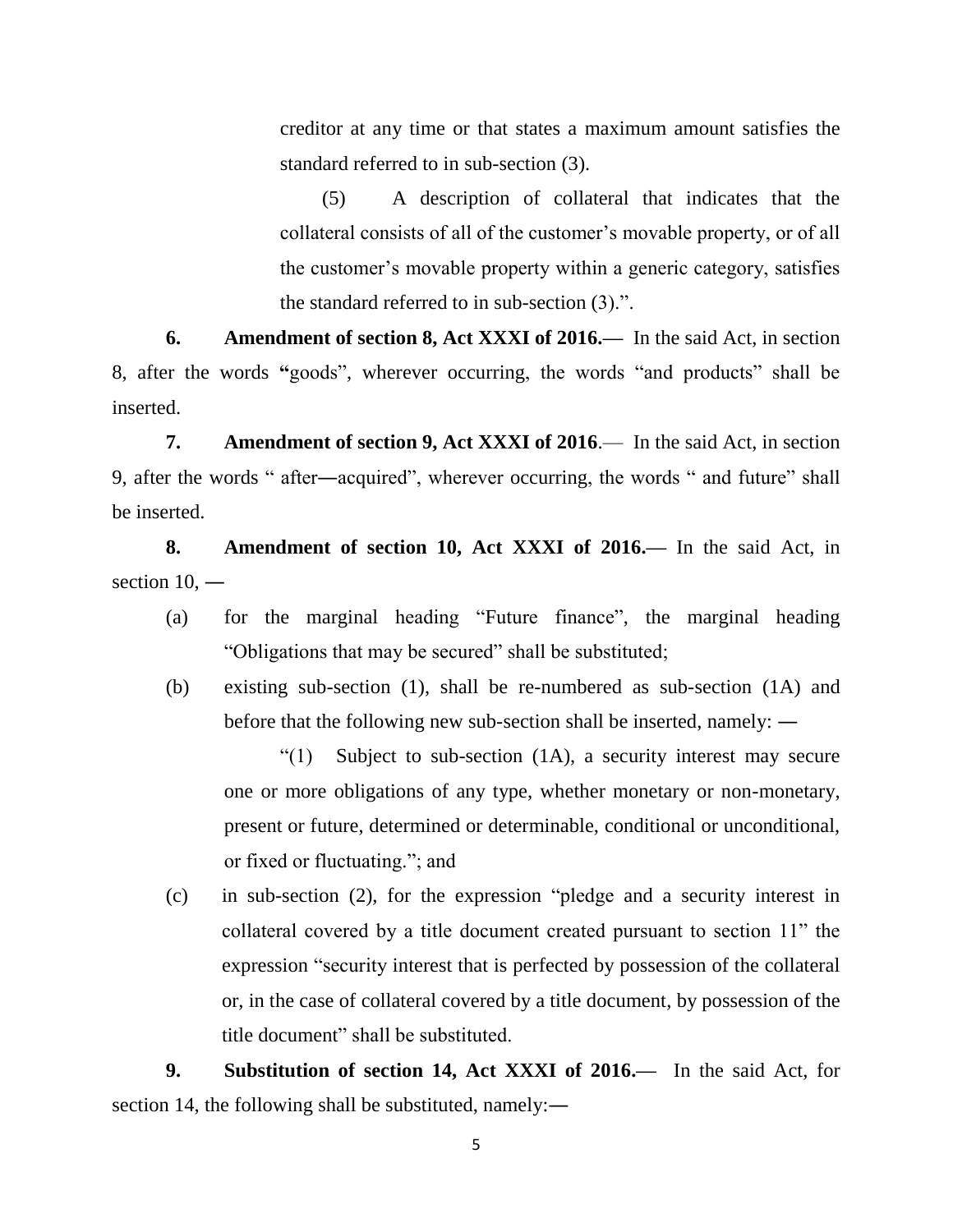creditor at any time or that states a maximum amount satisfies the standard referred to in sub-section (3).

(5) A description of collateral that indicates that the collateral consists of all of the customer's movable property, or of all the customer's movable property within a generic category, satisfies the standard referred to in sub-section (3).".

**6. Amendment of section 8, Act XXXI of 2016.—** In the said Act, in section 8, after the words **"**goods", wherever occurring, the words "and products" shall be inserted.

**7. Amendment of section 9, Act XXXI of 2016**.— In the said Act, in section 9, after the words " after―acquired", wherever occurring, the words " and future" shall be inserted.

**8. Amendment of section 10, Act XXXI of 2016.—** In the said Act, in section 10, ―

(a) for the marginal heading "Future finance", the marginal heading "Obligations that may be secured" shall be substituted;

(b) existing sub-section (1), shall be re-numbered as sub-section (1A) and before that the following new sub-section shall be inserted, namely: ―

"(1) Subject to sub-section (1A), a security interest may secure one or more obligations of any type, whether monetary or non-monetary, present or future, determined or determinable, conditional or unconditional, or fixed or fluctuating."; and

(c) in sub-section (2), for the expression "pledge and a security interest in collateral covered by a title document created pursuant to section 11" the expression "security interest that is perfected by possession of the collateral or, in the case of collateral covered by a title document, by possession of the title document" shall be substituted.

**9. Substitution of section 14, Act XXXI of 2016.—** In the said Act, for section 14, the following shall be substituted, namely:―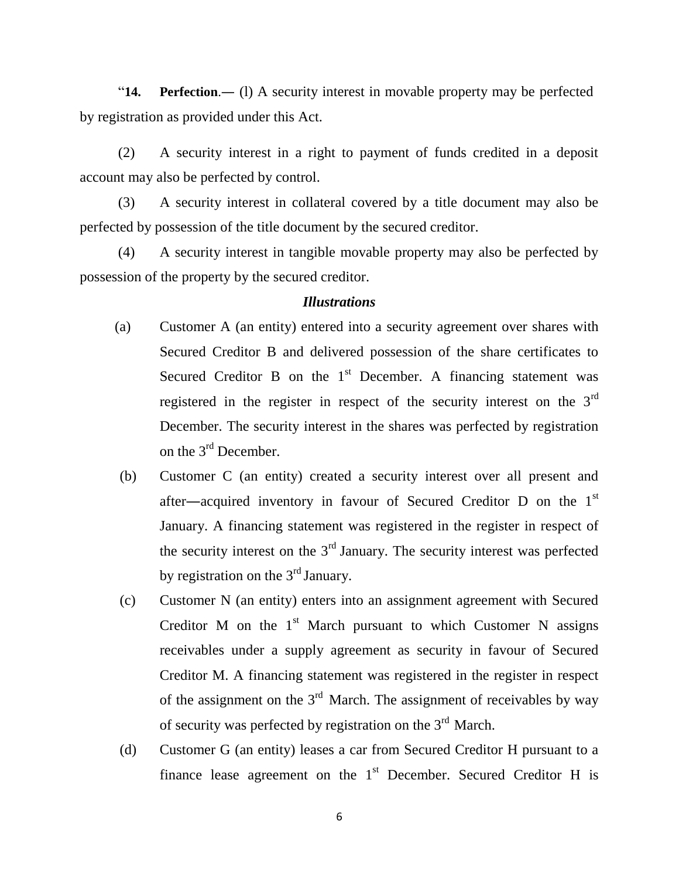"**14. Perfection**.― (l) A security interest in movable property may be perfected by registration as provided under this Act.

(2) A security interest in a right to payment of funds credited in a deposit account may also be perfected by control.

(3) A security interest in collateral covered by a title document may also be perfected by possession of the title document by the secured creditor.

(4) A security interest in tangible movable property may also be perfected by possession of the property by the secured creditor.

***Illustrations***

(a) Customer A (an entity) entered into a security agreement over shares with Secured Creditor B and delivered possession of the share certificates to Secured Creditor B on the 1st December. A financing statement was registered in the register in respect of the security interest on the 3rd December. The security interest in the shares was perfected by registration on the 3rd December.

(b) Customer C (an entity) created a security interest over all present and after―acquired inventory in favour of Secured Creditor D on the 1st January. A financing statement was registered in the register in respect of the security interest on the 3rd January. The security interest was perfected by registration on the 3rd January.

(c) Customer N (an entity) enters into an assignment agreement with Secured Creditor M on the 1st March pursuant to which Customer N assigns receivables under a supply agreement as security in favour of Secured Creditor M. A financing statement was registered in the register in respect of the assignment on the 3rd March. The assignment of receivables by way of security was perfected by registration on the 3rd March.

(d) Customer G (an entity) leases a car from Secured Creditor H pursuant to a finance lease agreement on the 1st December. Secured Creditor H is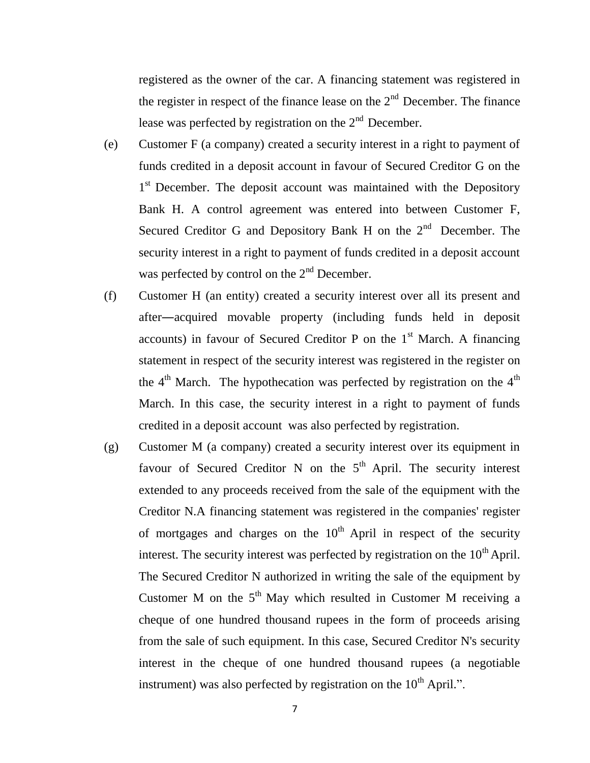registered as the owner of the car. A financing statement was registered in the register in respect of the finance lease on the 2nd December. The finance lease was perfected by registration on the 2nd December.

(e) Customer F (a company) created a security interest in a right to payment of funds credited in a deposit account in favour of Secured Creditor G on the 1st December. The deposit account was maintained with the Depository Bank H. A control agreement was entered into between Customer F, Secured Creditor G and Depository Bank H on the 2nd December. The security interest in a right to payment of funds credited in a deposit account was perfected by control on the 2nd December.

(f) Customer H (an entity) created a security interest over all its present and after―acquired movable property (including funds held in deposit accounts) in favour of Secured Creditor P on the 1st March. A financing statement in respect of the security interest was registered in the register on the 4th March. The hypothecation was perfected by registration on the 4th March. In this case, the security interest in a right to payment of funds credited in a deposit account was also perfected by registration.

(g) Customer M (a company) created a security interest over its equipment in favour of Secured Creditor N on the 5th April. The security interest extended to any proceeds received from the sale of the equipment with the Creditor N.A financing statement was registered in the companies' register of mortgages and charges on the 10th April in respect of the security interest. The security interest was perfected by registration on the 10th April. The Secured Creditor N authorized in writing the sale of the equipment by Customer M on the 5th May which resulted in Customer M receiving a cheque of one hundred thousand rupees in the form of proceeds arising from the sale of such equipment. In this case, Secured Creditor N's security interest in the cheque of one hundred thousand rupees (a negotiable instrument) was also perfected by registration on the 10th April.".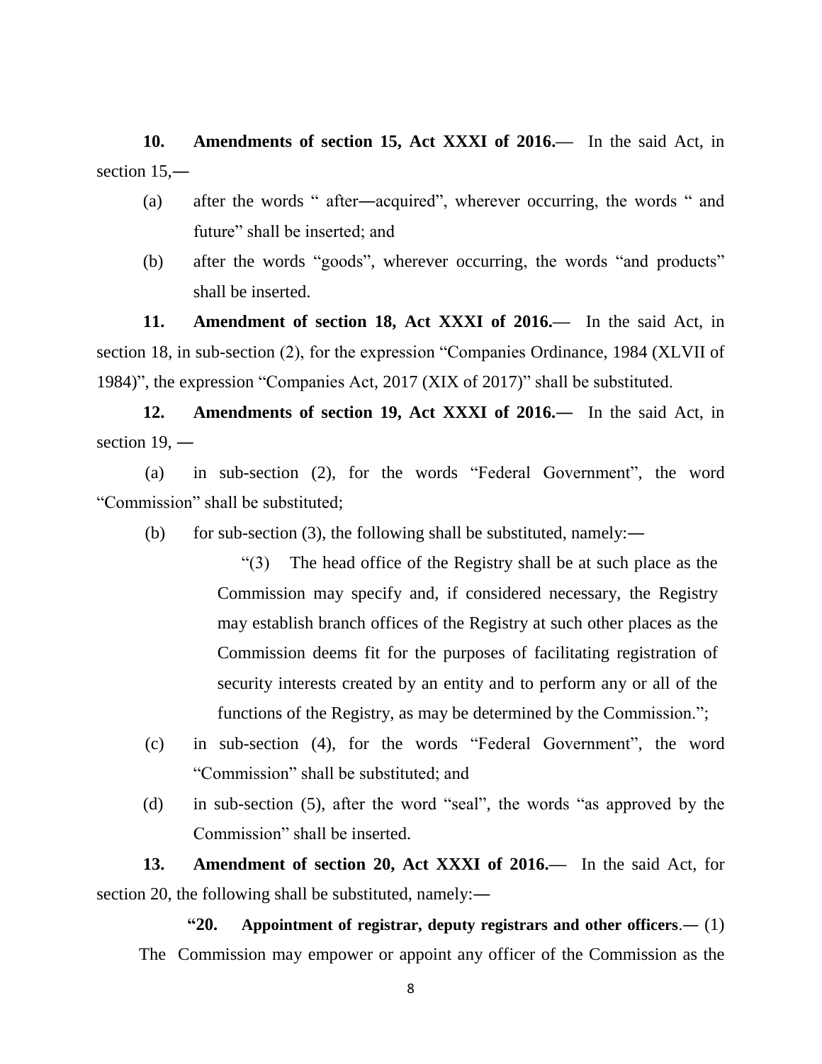**10. Amendments of section 15, Act XXXI of 2016.—** In the said Act, in section 15,―

(a) after the words " after―acquired", wherever occurring, the words " and future" shall be inserted; and

(b) after the words "goods", wherever occurring, the words "and products" shall be inserted.

**11. Amendment of section 18, Act XXXI of 2016.—** In the said Act, in section 18, in sub-section (2), for the expression "Companies Ordinance, 1984 (XLVII of 1984)", the expression "Companies Act, 2017 (XIX of 2017)" shall be substituted.

**12. Amendments of section 19, Act XXXI of 2016.―** In the said Act, in section 19, ―

(a) in sub-section (2), for the words "Federal Government", the word "Commission" shall be substituted;

(b) for sub-section (3), the following shall be substituted, namely:―

> "(3) The head office of the Registry shall be at such place as the Commission may specify and, if considered necessary, the Registry may establish branch offices of the Registry at such other places as the Commission deems fit for the purposes of facilitating registration of security interests created by an entity and to perform any or all of the functions of the Registry, as may be determined by the Commission.";

(c) in sub-section (4), for the words "Federal Government", the word "Commission" shall be substituted; and

(d) in sub-section (5), after the word "seal", the words "as approved by the Commission" shall be inserted.

**13. Amendment of section 20, Act XXXI of 2016.—** In the said Act, for section 20, the following shall be substituted, namely:―

**"20. Appointment of registrar, deputy registrars and other officers**.― (1) The Commission may empower or appoint any officer of the Commission as the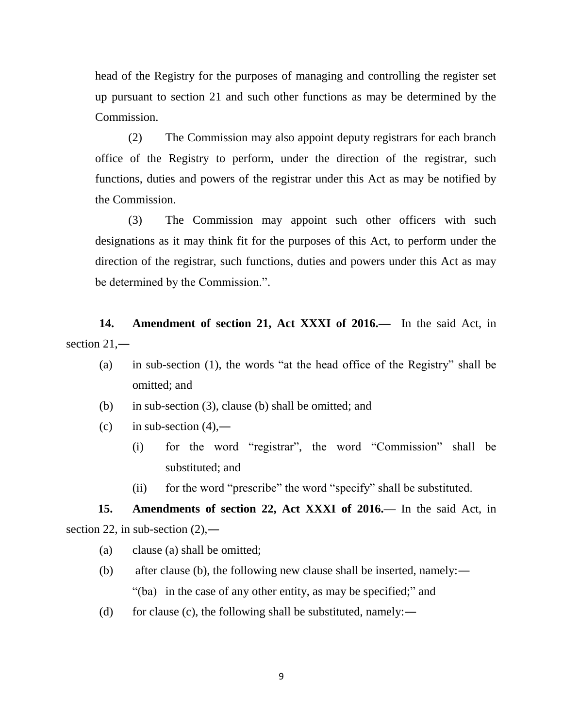head of the Registry for the purposes of managing and controlling the register set up pursuant to section 21 and such other functions as may be determined by the Commission.

(2) The Commission may also appoint deputy registrars for each branch office of the Registry to perform, under the direction of the registrar, such functions, duties and powers of the registrar under this Act as may be notified by the Commission.

(3) The Commission may appoint such other officers with such designations as it may think fit for the purposes of this Act, to perform under the direction of the registrar, such functions, duties and powers under this Act as may be determined by the Commission.".

**14. Amendment of section 21, Act XXXI of 2016.—** In the said Act, in section 21,—

(a) in sub-section (1), the words "at the head office of the Registry" shall be omitted; and

(b) in sub-section (3), clause (b) shall be omitted; and

(c) in sub-section (4),—

(i) for the word "registrar", the word "Commission" shall be substituted; and

(ii) for the word "prescribe" the word "specify" shall be substituted.

**15. Amendments of section 22, Act XXXI of 2016.—** In the said Act, in section 22, in sub-section (2),—

(a) clause (a) shall be omitted;

(b) after clause (b), the following new clause shall be inserted, namely:—

"(ba) in the case of any other entity, as may be specified;" and

(d) for clause (c), the following shall be substituted, namely:—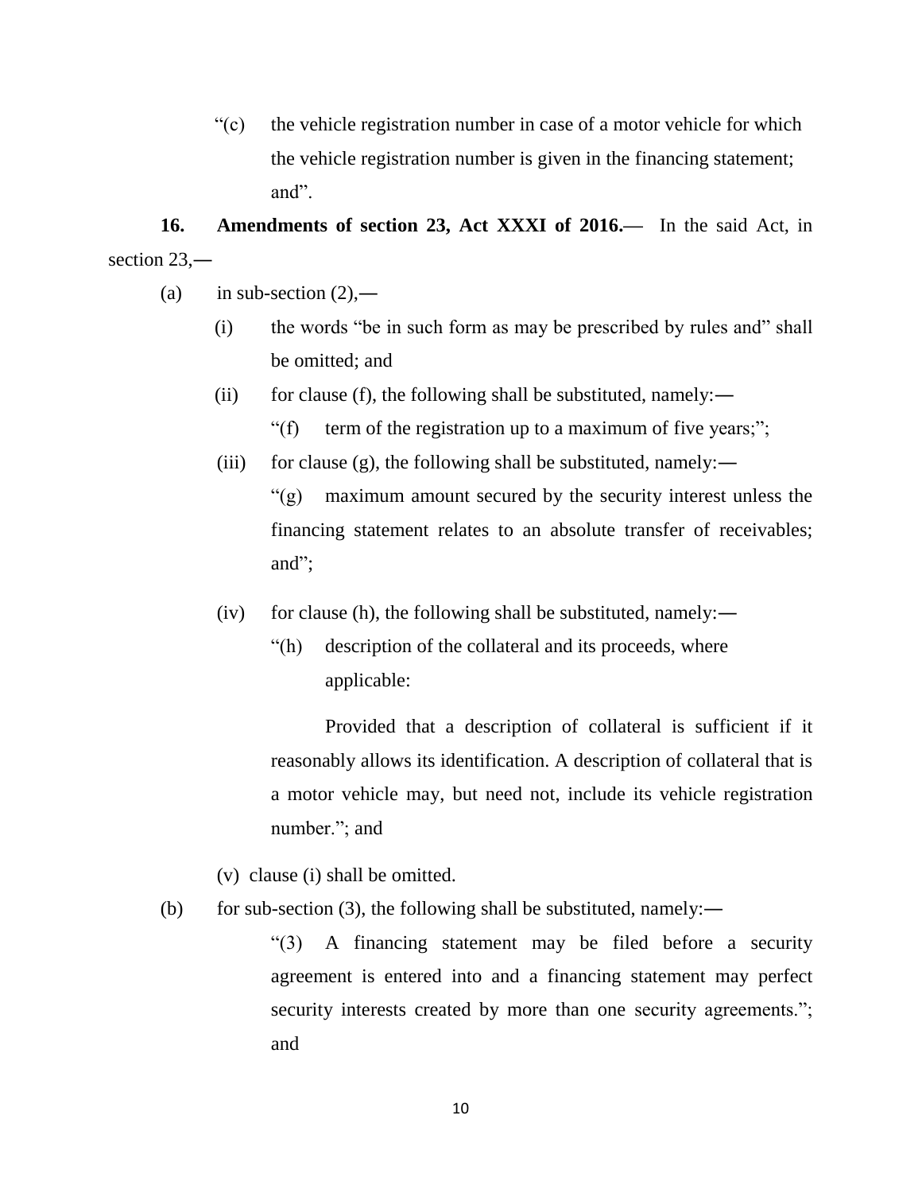"(c) the vehicle registration number in case of a motor vehicle for which the vehicle registration number is given in the financing statement; and".

**16. Amendments of section 23, Act XXXI of 2016.—** In the said Act, in section 23,—

(a) in sub-section (2),—

(i) the words "be in such form as may be prescribed by rules and" shall be omitted; and

(ii) for clause (f), the following shall be substituted, namely:—

"(f) term of the registration up to a maximum of five years;";

(iii) for clause (g), the following shall be substituted, namely:—

"(g) maximum amount secured by the security interest unless the financing statement relates to an absolute transfer of receivables; and";

(iv) for clause (h), the following shall be substituted, namely:—

"(h) description of the collateral and its proceeds, where applicable:

Provided that a description of collateral is sufficient if it reasonably allows its identification. A description of collateral that is a motor vehicle may, but need not, include its vehicle registration number."; and

(v) clause (i) shall be omitted.

(b) for sub-section (3), the following shall be substituted, namely:—

"(3) A financing statement may be filed before a security agreement is entered into and a financing statement may perfect security interests created by more than one security agreements."; and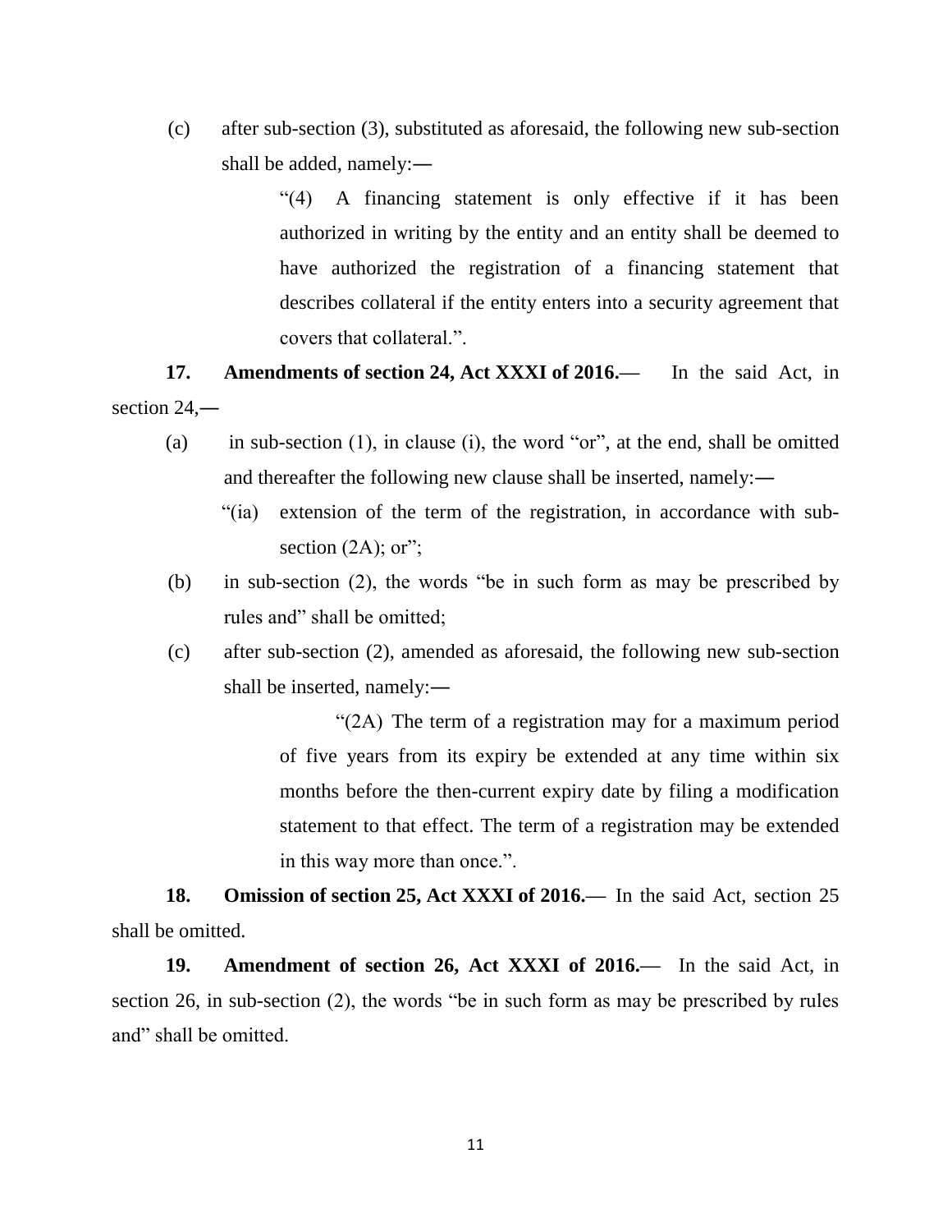(c) after sub-section (3), substituted as aforesaid, the following new sub-section shall be added, namely:―

> "(4) A financing statement is only effective if it has been authorized in writing by the entity and an entity shall be deemed to have authorized the registration of a financing statement that describes collateral if the entity enters into a security agreement that covers that collateral.".

**17. Amendments of section 24, Act XXXI of 2016.—** In the said Act, in section 24,―

(a) in sub-section (1), in clause (i), the word "or", at the end, shall be omitted and thereafter the following new clause shall be inserted, namely:―

> "(ia) extension of the term of the registration, in accordance with sub-section (2A); or";

(b) in sub-section (2), the words "be in such form as may be prescribed by rules and" shall be omitted;

(c) after sub-section (2), amended as aforesaid, the following new sub-section shall be inserted, namely:―

> "(2A) The term of a registration may for a maximum period of five years from its expiry be extended at any time within six months before the then-current expiry date by filing a modification statement to that effect. The term of a registration may be extended in this way more than once.".

**18. Omission of section 25, Act XXXI of 2016.—** In the said Act, section 25 shall be omitted.

**19. Amendment of section 26, Act XXXI of 2016.—** In the said Act, in section 26, in sub-section (2), the words "be in such form as may be prescribed by rules and" shall be omitted.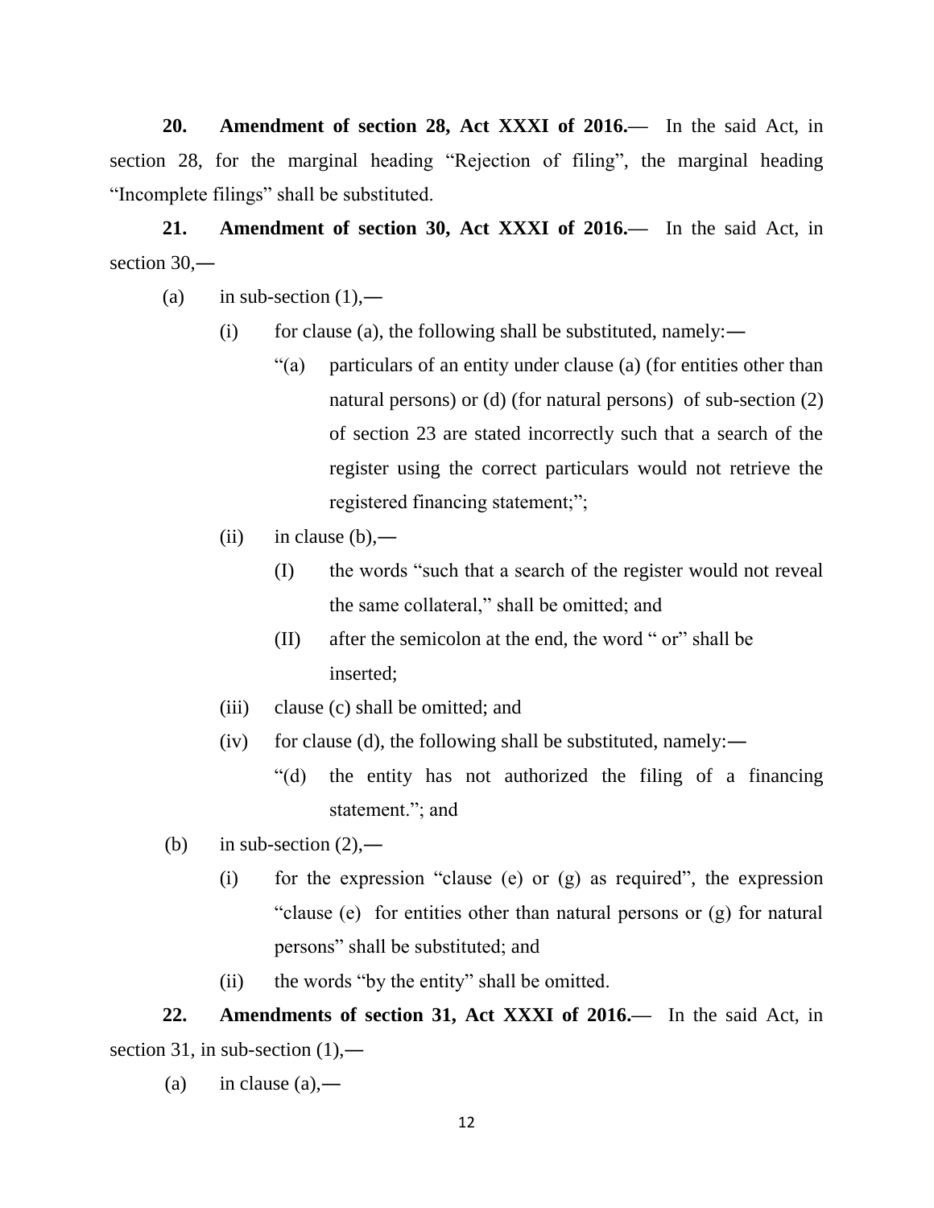**20. Amendment of section 28, Act XXXI of 2016.—** In the said Act, in section 28, for the marginal heading "Rejection of filing", the marginal heading "Incomplete filings" shall be substituted.

**21. Amendment of section 30, Act XXXI of 2016.—** In the said Act, in section 30,—

(a) in sub-section (1),—

(i) for clause (a), the following shall be substituted, namely:—

"(a) particulars of an entity under clause (a) (for entities other than natural persons) or (d) (for natural persons) of sub-section (2) of section 23 are stated incorrectly such that a search of the register using the correct particulars would not retrieve the registered financing statement;";

(ii) in clause (b),—

(I) the words "such that a search of the register would not reveal the same collateral," shall be omitted; and

(II) after the semicolon at the end, the word " or" shall be inserted;

(iii) clause (c) shall be omitted; and

(iv) for clause (d), the following shall be substituted, namely:—

"(d) the entity has not authorized the filing of a financing statement."; and

(b) in sub-section (2),—

(i) for the expression "clause (e) or (g) as required", the expression "clause (e) for entities other than natural persons or (g) for natural persons" shall be substituted; and

(ii) the words "by the entity" shall be omitted.

**22. Amendments of section 31, Act XXXI of 2016.—** In the said Act, in section 31, in sub-section (1),—

(a) in clause (a),—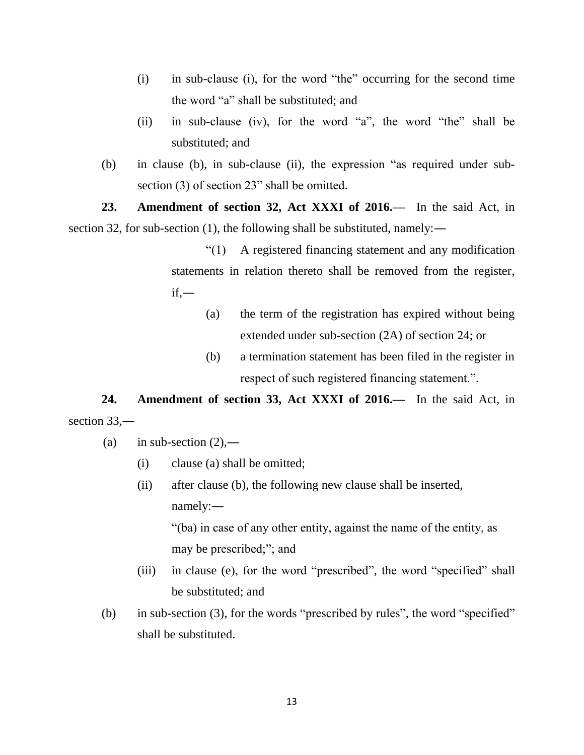(i) in sub-clause (i), for the word “the” occurring for the second time the word “a” shall be substituted; and

(ii) in sub-clause (iv), for the word “a”, the word “the” shall be substituted; and

(b) in clause (b), in sub-clause (ii), the expression “as required under sub-section (3) of section 23” shall be omitted.

**23. Amendment of section 32, Act XXXI of 2016.—** In the said Act, in section 32, for sub-section (1), the following shall be substituted, namely:―

> “(1) A registered financing statement and any modification statements in relation thereto shall be removed from the register, if,―
>
> (a) the term of the registration has expired without being extended under sub-section (2A) of section 24; or
>
> (b) a termination statement has been filed in the register in respect of such registered financing statement.”.

**24. Amendment of section 33, Act XXXI of 2016.—** In the said Act, in section 33,―

(a) in sub-section (2),―

(i) clause (a) shall be omitted;

(ii) after clause (b), the following new clause shall be inserted, namely:―

> “(ba) in case of any other entity, against the name of the entity, as may be prescribed;”; and

(iii) in clause (e), for the word “prescribed”, the word “specified” shall be substituted; and

(b) in sub-section (3), for the words “prescribed by rules”, the word “specified” shall be substituted.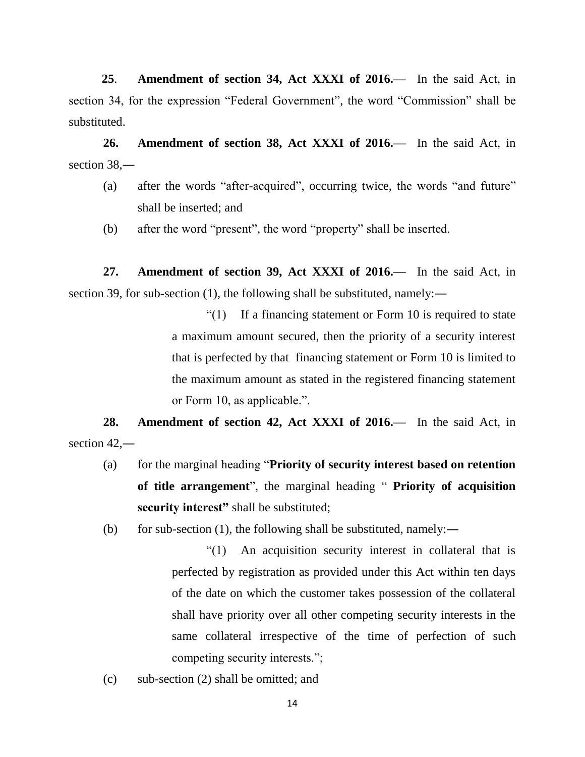**25**. **Amendment of section 34, Act XXXI of 2016.—** In the said Act, in section 34, for the expression "Federal Government", the word "Commission" shall be substituted.

**26. Amendment of section 38, Act XXXI of 2016.—** In the said Act, in section 38,—

(a) after the words "after-acquired", occurring twice, the words "and future" shall be inserted; and

(b) after the word "present", the word "property" shall be inserted.

**27. Amendment of section 39, Act XXXI of 2016.—** In the said Act, in section 39, for sub-section (1), the following shall be substituted, namely:—

> "(1) If a financing statement or Form 10 is required to state a maximum amount secured, then the priority of a security interest that is perfected by that financing statement or Form 10 is limited to the maximum amount as stated in the registered financing statement or Form 10, as applicable.".

**28. Amendment of section 42, Act XXXI of 2016.—** In the said Act, in section 42,—

(a) for the marginal heading "**Priority of security interest based on retention of title arrangement**", the marginal heading " **Priority of acquisition security interest"** shall be substituted;

(b) for sub-section (1), the following shall be substituted, namely:—

> "(1) An acquisition security interest in collateral that is perfected by registration as provided under this Act within ten days of the date on which the customer takes possession of the collateral shall have priority over all other competing security interests in the same collateral irrespective of the time of perfection of such competing security interests.";

(c) sub-section (2) shall be omitted; and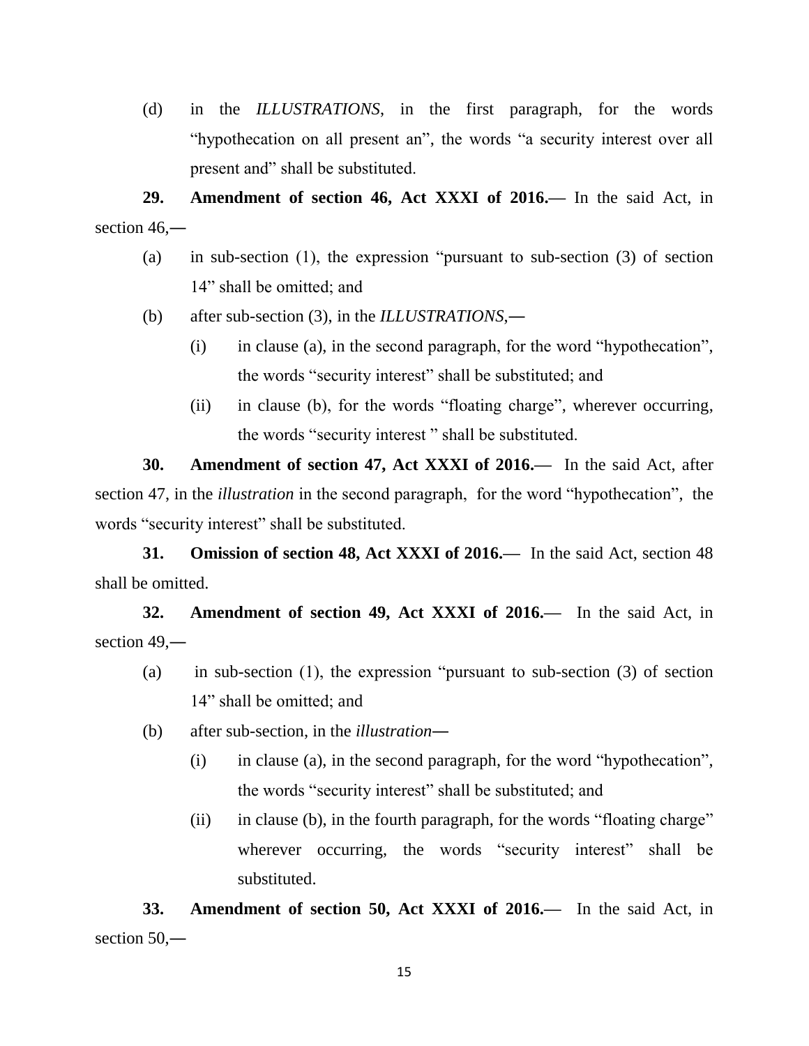(d) in the *ILLUSTRATIONS*, in the first paragraph, for the words "hypothecation on all present an", the words "a security interest over all present and" shall be substituted.

**29. Amendment of section 46, Act XXXI of 2016.—** In the said Act, in section 46,—

(a) in sub-section (1), the expression "pursuant to sub-section (3) of section 14" shall be omitted; and

(b) after sub-section (3), in the *ILLUSTRATIONS*,—

(i) in clause (a), in the second paragraph, for the word "hypothecation", the words "security interest" shall be substituted; and

(ii) in clause (b), for the words "floating charge", wherever occurring, the words "security interest " shall be substituted.

**30. Amendment of section 47, Act XXXI of 2016.—** In the said Act, after section 47, in the *illustration* in the second paragraph, for the word "hypothecation", the words "security interest" shall be substituted.

**31. Omission of section 48, Act XXXI of 2016.—** In the said Act, section 48 shall be omitted.

**32. Amendment of section 49, Act XXXI of 2016.—** In the said Act, in section 49,—

(a) in sub-section (1), the expression "pursuant to sub-section (3) of section 14" shall be omitted; and

(b) after sub-section, in the *illustration*—

(i) in clause (a), in the second paragraph, for the word "hypothecation", the words "security interest" shall be substituted; and

(ii) in clause (b), in the fourth paragraph, for the words "floating charge" wherever occurring, the words "security interest" shall be substituted.

**33. Amendment of section 50, Act XXXI of 2016.—** In the said Act, in section 50,—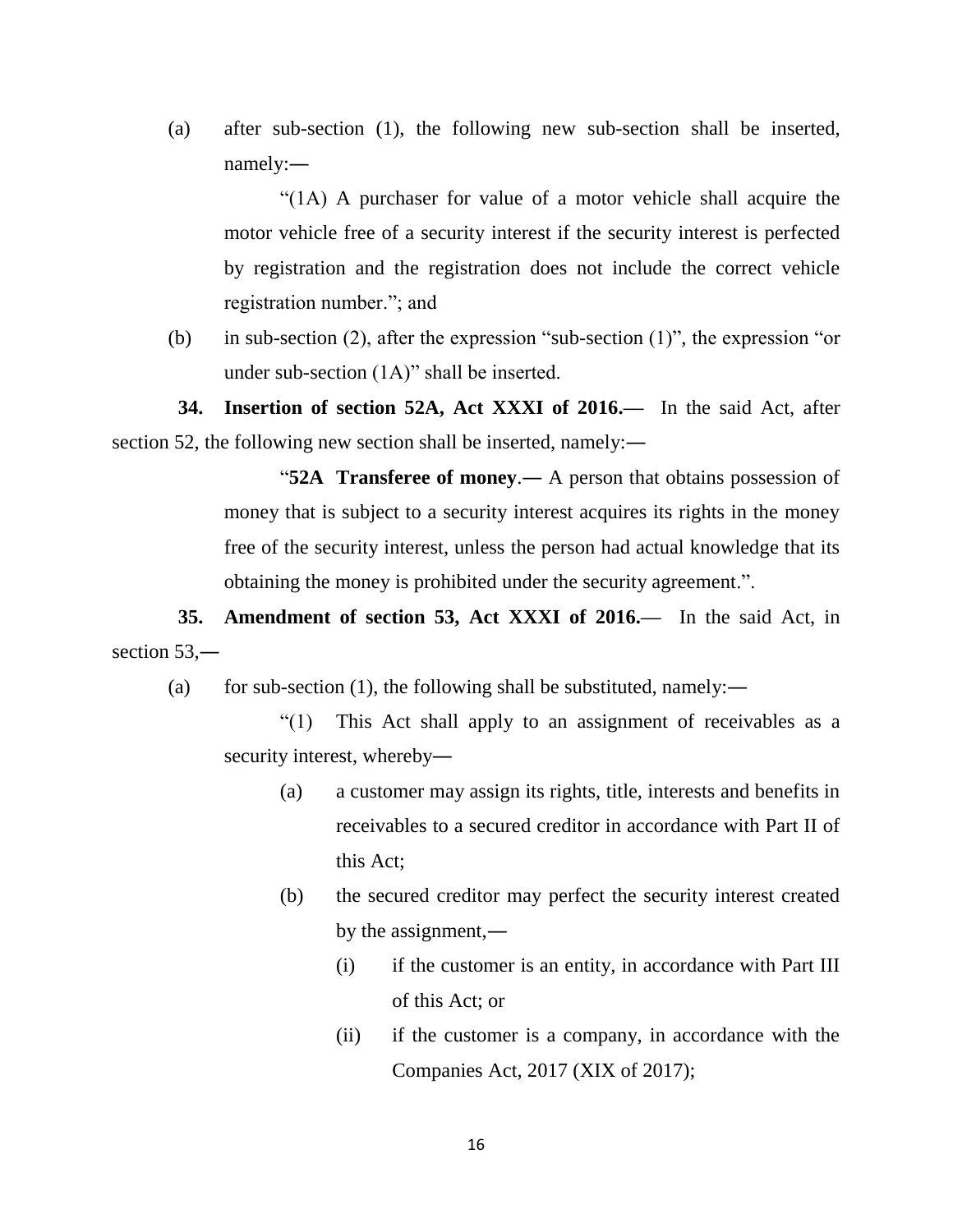(a) after sub-section (1), the following new sub-section shall be inserted, namely:―

> "(1A) A purchaser for value of a motor vehicle shall acquire the motor vehicle free of a security interest if the security interest is perfected by registration and the registration does not include the correct vehicle registration number."; and

(b) in sub-section (2), after the expression "sub-section (1)", the expression "or under sub-section (1A)" shall be inserted.

**34. Insertion of section 52A, Act XXXI of 2016.**— In the said Act, after section 52, the following new section shall be inserted, namely:―

> "**52A Transferee of money**.― A person that obtains possession of money that is subject to a security interest acquires its rights in the money free of the security interest, unless the person had actual knowledge that its obtaining the money is prohibited under the security agreement.".

**35. Amendment of section 53, Act XXXI of 2016.**— In the said Act, in section 53,―

(a) for sub-section (1), the following shall be substituted, namely:―

> "(1) This Act shall apply to an assignment of receivables as a security interest, whereby―
>
> (a) a customer may assign its rights, title, interests and benefits in receivables to a secured creditor in accordance with Part II of this Act;
>
> (b) the secured creditor may perfect the security interest created by the assignment,―
>
> (i) if the customer is an entity, in accordance with Part III of this Act; or
>
> (ii) if the customer is a company, in accordance with the Companies Act, 2017 (XIX of 2017);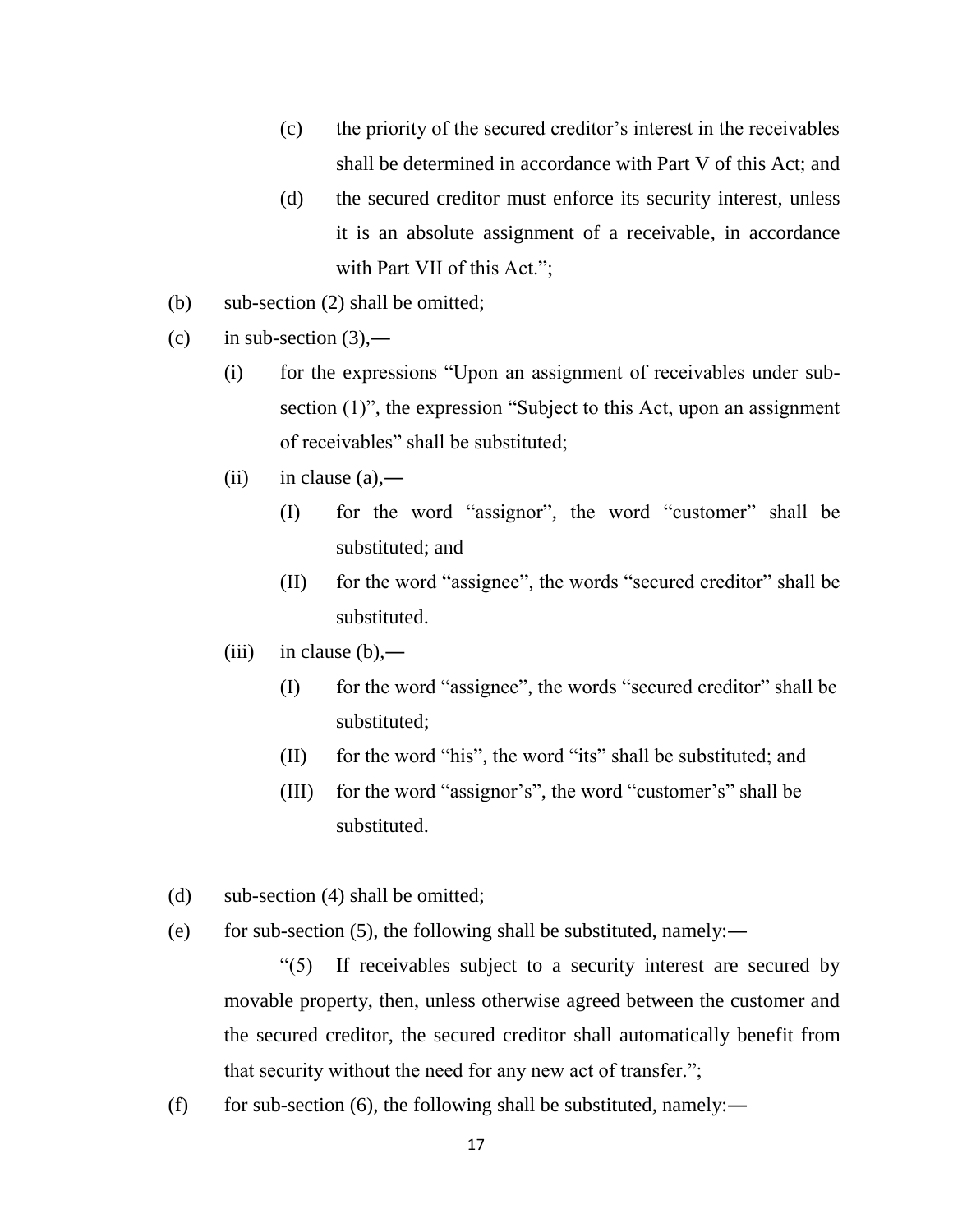(c) the priority of the secured creditor's interest in the receivables shall be determined in accordance with Part V of this Act; and

(d) the secured creditor must enforce its security interest, unless it is an absolute assignment of a receivable, in accordance with Part VII of this Act.";

(b) sub-section (2) shall be omitted;

(c) in sub-section (3),—

(i) for the expressions "Upon an assignment of receivables under sub-section (1)", the expression "Subject to this Act, upon an assignment of receivables" shall be substituted;

(ii) in clause (a),—

(I) for the word "assignor", the word "customer" shall be substituted; and

(II) for the word "assignee", the words "secured creditor" shall be substituted.

(iii) in clause (b),—

(I) for the word "assignee", the words "secured creditor" shall be substituted;

(II) for the word "his", the word "its" shall be substituted; and

(III) for the word "assignor's", the word "customer's" shall be substituted.

(d) sub-section (4) shall be omitted;

(e) for sub-section (5), the following shall be substituted, namely:—

"(5) If receivables subject to a security interest are secured by movable property, then, unless otherwise agreed between the customer and the secured creditor, the secured creditor shall automatically benefit from that security without the need for any new act of transfer.";

(f) for sub-section (6), the following shall be substituted, namely:—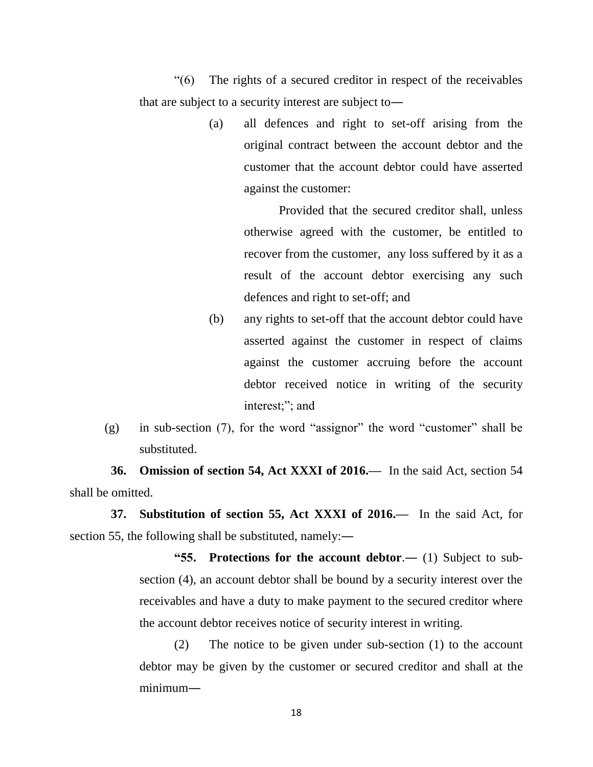"(6) The rights of a secured creditor in respect of the receivables that are subject to a security interest are subject to―

(a) all defences and right to set-off arising from the original contract between the account debtor and the customer that the account debtor could have asserted against the customer:

Provided that the secured creditor shall, unless otherwise agreed with the customer, be entitled to recover from the customer, any loss suffered by it as a result of the account debtor exercising any such defences and right to set-off; and

(b) any rights to set-off that the account debtor could have asserted against the customer in respect of claims against the customer accruing before the account debtor received notice in writing of the security interest;"; and

(g) in sub-section (7), for the word "assignor" the word "customer" shall be substituted.

**36. Omission of section 54, Act XXXI of 2016.**— In the said Act, section 54 shall be omitted.

**37. Substitution of section 55, Act XXXI of 2016.**— In the said Act, for section 55, the following shall be substituted, namely:―

**"55. Protections for the account debtor**.― (1) Subject to sub-section (4), an account debtor shall be bound by a security interest over the receivables and have a duty to make payment to the secured creditor where the account debtor receives notice of security interest in writing.

(2) The notice to be given under sub-section (1) to the account debtor may be given by the customer or secured creditor and shall at the minimum―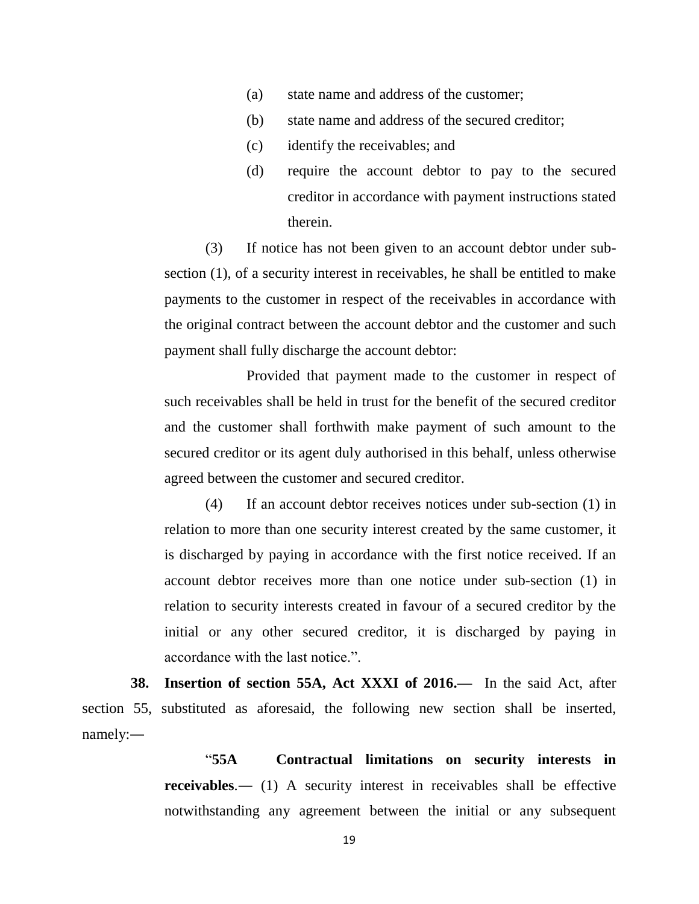(a) state name and address of the customer;

(b) state name and address of the secured creditor;

(c) identify the receivables; and

(d) require the account debtor to pay to the secured creditor in accordance with payment instructions stated therein.

(3) If notice has not been given to an account debtor under sub-section (1), of a security interest in receivables, he shall be entitled to make payments to the customer in respect of the receivables in accordance with the original contract between the account debtor and the customer and such payment shall fully discharge the account debtor:

Provided that payment made to the customer in respect of such receivables shall be held in trust for the benefit of the secured creditor and the customer shall forthwith make payment of such amount to the secured creditor or its agent duly authorised in this behalf, unless otherwise agreed between the customer and secured creditor.

(4) If an account debtor receives notices under sub-section (1) in relation to more than one security interest created by the same customer, it is discharged by paying in accordance with the first notice received. If an account debtor receives more than one notice under sub-section (1) in relation to security interests created in favour of a secured creditor by the initial or any other secured creditor, it is discharged by paying in accordance with the last notice.".

**38. Insertion of section 55A, Act XXXI of 2016.—** In the said Act, after section 55, substituted as aforesaid, the following new section shall be inserted, namely:—

"**55A Contractual limitations on security interests in receivables.—** (1) A security interest in receivables shall be effective notwithstanding any agreement between the initial or any subsequent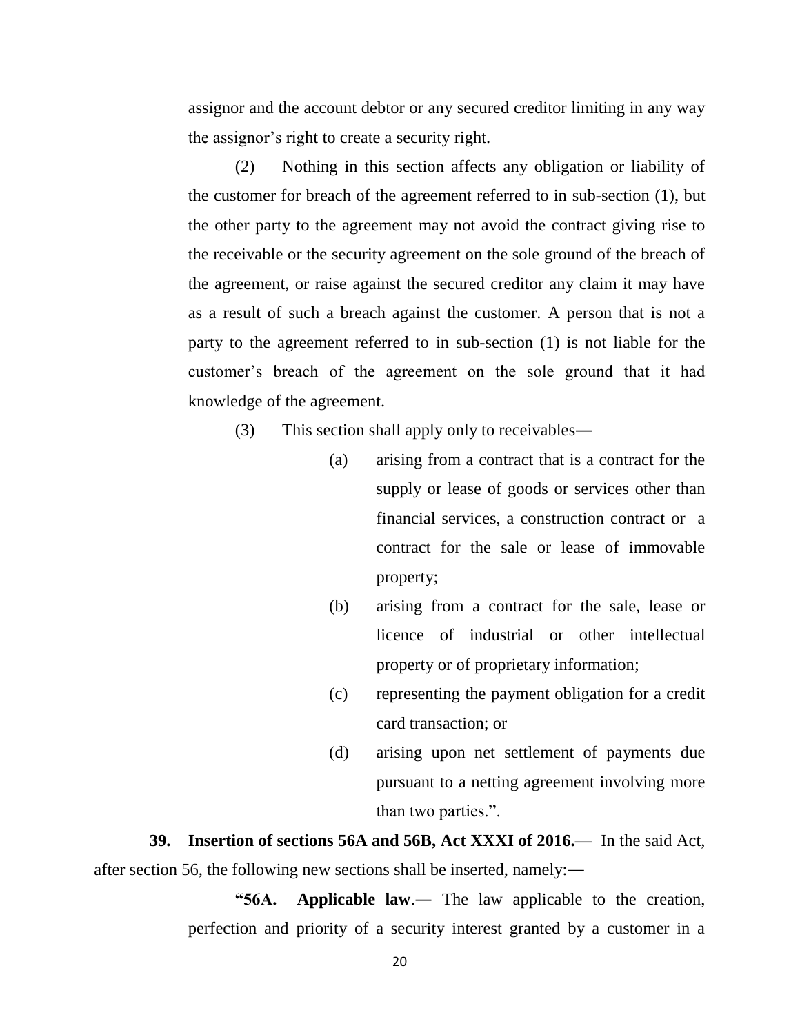assignor and the account debtor or any secured creditor limiting in any way the assignor's right to create a security right.

(2) Nothing in this section affects any obligation or liability of the customer for breach of the agreement referred to in sub-section (1), but the other party to the agreement may not avoid the contract giving rise to the receivable or the security agreement on the sole ground of the breach of the agreement, or raise against the secured creditor any claim it may have as a result of such a breach against the customer. A person that is not a party to the agreement referred to in sub-section (1) is not liable for the customer's breach of the agreement on the sole ground that it had knowledge of the agreement.

(3) This section shall apply only to receivables―

(a) arising from a contract that is a contract for the supply or lease of goods or services other than financial services, a construction contract or a contract for the sale or lease of immovable property;

(b) arising from a contract for the sale, lease or licence of industrial or other intellectual property or of proprietary information;

(c) representing the payment obligation for a credit card transaction; or

(d) arising upon net settlement of payments due pursuant to a netting agreement involving more than two parties.".

**39. Insertion of sections 56A and 56B, Act XXXI of 2016.**— In the said Act, after section 56, the following new sections shall be inserted, namely:―

**"56A. Applicable law**.― The law applicable to the creation, perfection and priority of a security interest granted by a customer in a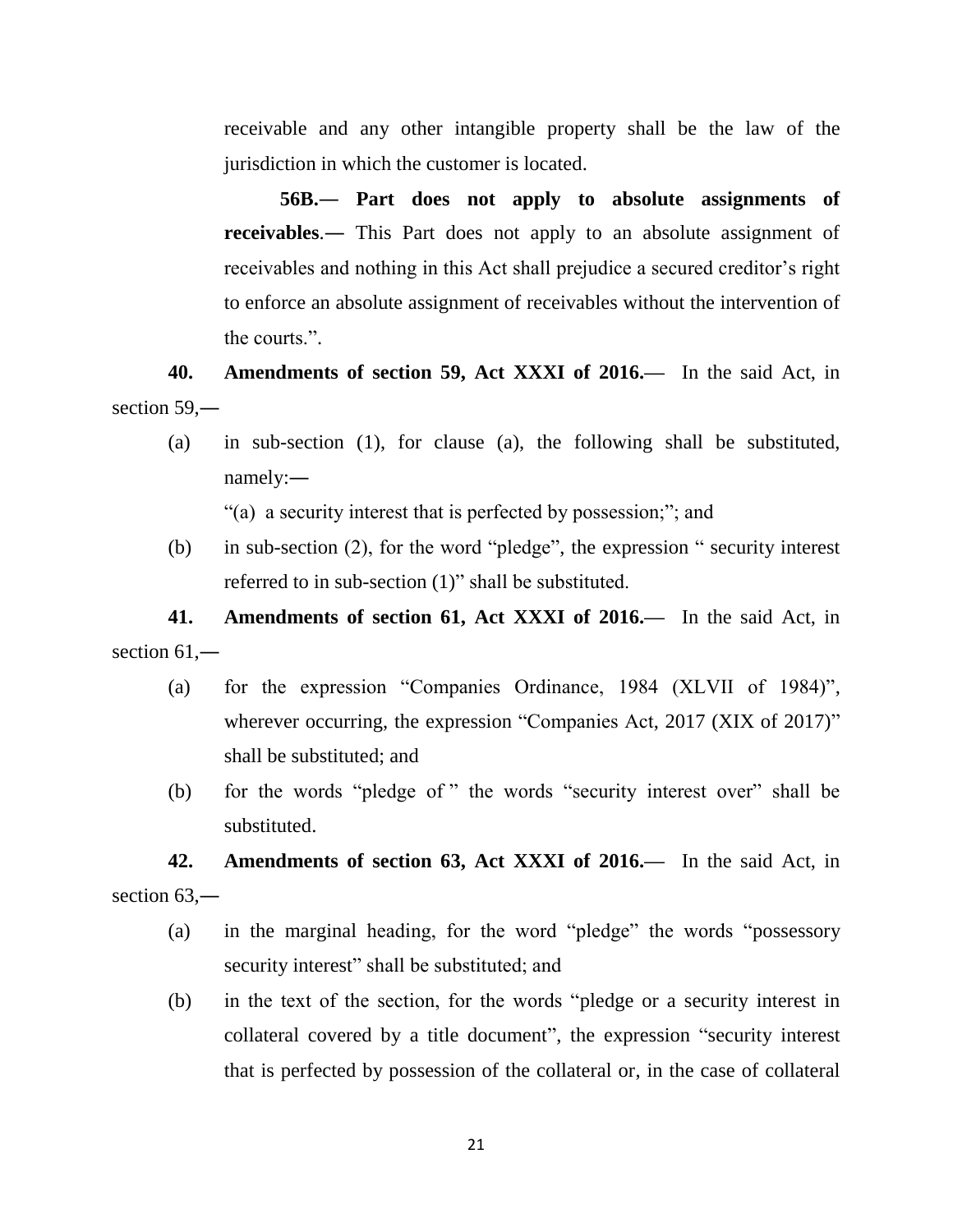receivable and any other intangible property shall be the law of the jurisdiction in which the customer is located.

**56B.— Part does not apply to absolute assignments of receivables.—** This Part does not apply to an absolute assignment of receivables and nothing in this Act shall prejudice a secured creditor's right to enforce an absolute assignment of receivables without the intervention of the courts.".

**40. Amendments of section 59, Act XXXI of 2016.—** In the said Act, in section 59,—

(a) in sub-section (1), for clause (a), the following shall be substituted, namely:—

"(a) a security interest that is perfected by possession;"; and

(b) in sub-section (2), for the word "pledge", the expression " security interest referred to in sub-section (1)" shall be substituted.

**41. Amendments of section 61, Act XXXI of 2016.—** In the said Act, in section 61,—

(a) for the expression "Companies Ordinance, 1984 (XLVII of 1984)", wherever occurring, the expression "Companies Act, 2017 (XIX of 2017)" shall be substituted; and

(b) for the words "pledge of " the words "security interest over" shall be substituted.

**42. Amendments of section 63, Act XXXI of 2016.—** In the said Act, in section 63,—

(a) in the marginal heading, for the word "pledge" the words "possessory security interest" shall be substituted; and

(b) in the text of the section, for the words "pledge or a security interest in collateral covered by a title document", the expression "security interest that is perfected by possession of the collateral or, in the case of collateral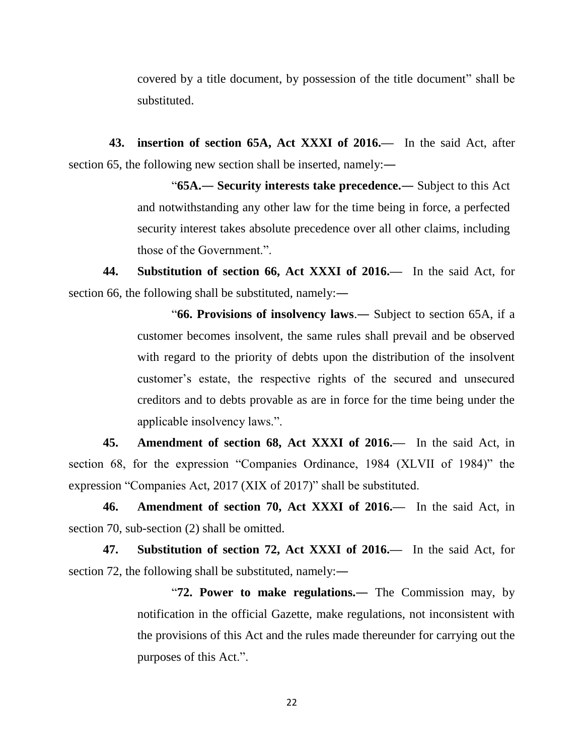covered by a title document, by possession of the title document" shall be substituted.

**43. insertion of section 65A, Act XXXI of 2016.—** In the said Act, after section 65, the following new section shall be inserted, namely:—

> "**65A.— Security interests take precedence.—** Subject to this Act and notwithstanding any other law for the time being in force, a perfected security interest takes absolute precedence over all other claims, including those of the Government.".

**44. Substitution of section 66, Act XXXI of 2016.—** In the said Act, for section 66, the following shall be substituted, namely:—

> "**66. Provisions of insolvency laws**.— Subject to section 65A, if a customer becomes insolvent, the same rules shall prevail and be observed with regard to the priority of debts upon the distribution of the insolvent customer's estate, the respective rights of the secured and unsecured creditors and to debts provable as are in force for the time being under the applicable insolvency laws.".

**45. Amendment of section 68, Act XXXI of 2016.—** In the said Act, in section 68, for the expression "Companies Ordinance, 1984 (XLVII of 1984)" the expression "Companies Act, 2017 (XIX of 2017)" shall be substituted.

**46. Amendment of section 70, Act XXXI of 2016.—** In the said Act, in section 70, sub-section (2) shall be omitted.

**47. Substitution of section 72, Act XXXI of 2016.—** In the said Act, for section 72, the following shall be substituted, namely:—

> "**72. Power to make regulations.—** The Commission may, by notification in the official Gazette, make regulations, not inconsistent with the provisions of this Act and the rules made thereunder for carrying out the purposes of this Act.".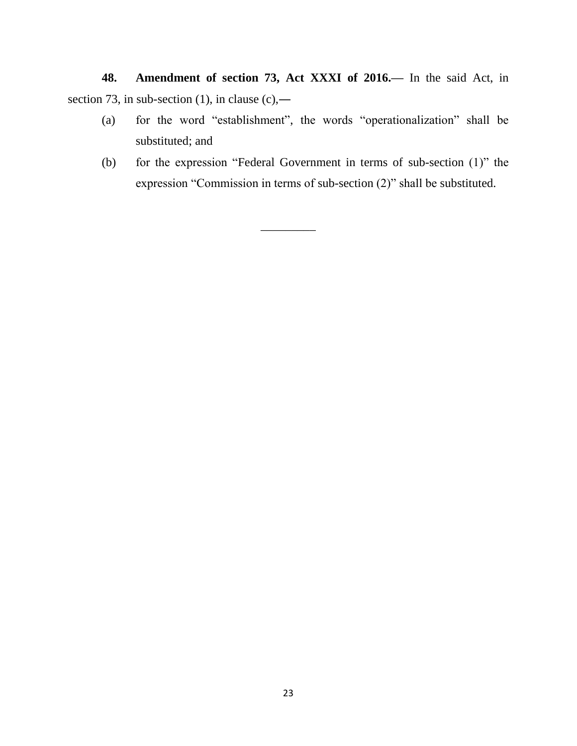**48. Amendment of section 73, Act XXXI of 2016.—** In the said Act, in section 73, in sub-section (1), in clause (c),―

(a) for the word "establishment", the words "operationalization" shall be substituted; and

(b) for the expression "Federal Government in terms of sub-section (1)" the expression "Commission in terms of sub-section (2)" shall be substituted.

\_\_\_\_\_\_\_\_\_